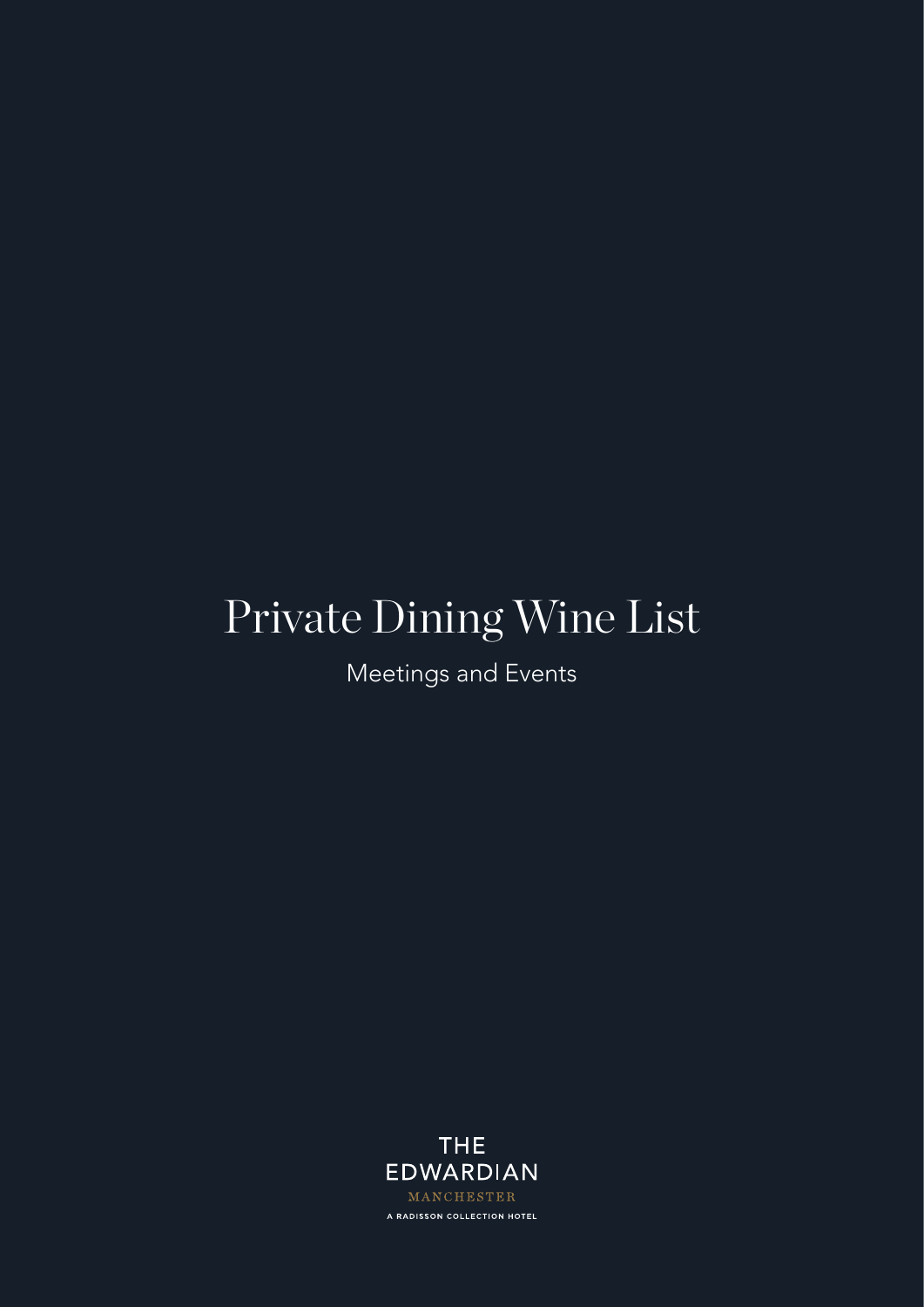# Private Dining Wine List

Meetings and Events

THE
EDWARDIAN
MANCHESTER
A RADISSON COLLECTION HOTEL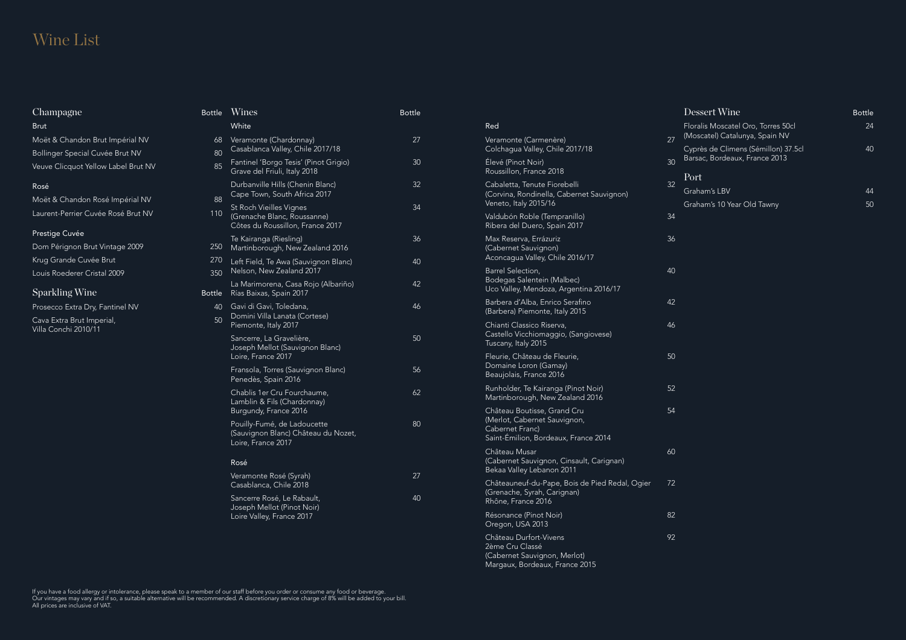# Wine List

## Champagne

### Brut

| | Bottle |
|---|---|
| Moët & Chandon Brut Impérial NV | 68 |
| Bollinger Special Cuvée Brut NV | 80 |
| Veuve Clicquot Yellow Label Brut NV | 85 |

### Rosé

| | Bottle |
|---|---|
| Moët & Chandon Rosé Impérial NV | 88 |
| Laurent-Perrier Cuvée Rosé Brut NV | 110 |

### Prestige Cuvée

| | Bottle |
|---|---|
| Dom Pérignon Brut Vintage 2009 | 250 |
| Krug Grande Cuvée Brut | 270 |
| Louis Roederer Cristal 2009 | 350 |

## Sparkling Wine

| | Bottle |
|---|---|
| Prosecco Extra Dry, Fantinel NV | 40 |
| Cava Extra Brut Imperial, Villa Conchi 2010/11 | 50 |

## Wines

### White

| | Bottle |
|---|---|
| Veramonte (Chardonnay) Casablanca Valley, Chile 2017/18 | 27 |
| Fantinel 'Borgo Tesis' (Pinot Grigio) Grave del Friuli, Italy 2018 | 30 |
| Durbanville Hills (Chenin Blanc) Cape Town, South Africa 2017 | 32 |
| St Roch Vieilles Vignes (Grenache Blanc, Roussanne) Côtes du Roussillon, France 2017 | 34 |
| Te Kairanga (Riesling) Martinborough, New Zealand 2016 | 36 |
| Left Field, Te Awa (Sauvignon Blanc) Nelson, New Zealand 2017 | 40 |
| La Marimorena, Casa Rojo (Albariño) Rías Baixas, Spain 2017 | 42 |
| Gavi di Gavi, Toledana, Domini Villa Lanata (Cortese) Piemonte, Italy 2017 | 46 |
| Sancerre, La Gravelière, Joseph Mellot (Sauvignon Blanc) Loire, France 2017 | 50 |
| Fransola, Torres (Sauvignon Blanc) Penedès, Spain 2016 | 56 |
| Chablis 1er Cru Fourchaume, Lamblin & Fils (Chardonnay) Burgundy, France 2016 | 62 |
| Pouilly-Fumé, de Ladoucette (Sauvignon Blanc) Château du Nozet, Loire, France 2017 | 80 |

### Rosé

| | Bottle |
|---|---|
| Veramonte Rosé (Syrah) Casablanca, Chile 2018 | 27 |
| Sancerre Rosé, Le Rabault, Joseph Mellot (Pinot Noir) Loire Valley, France 2017 | 40 |

### Red

| | Bottle |
|---|---|
| Veramonte (Carmenère) Colchagua Valley, Chile 2017/18 | 27 |
| Élevé (Pinot Noir) Roussillon, France 2018 | 30 |
| Cabaletta, Tenute Fiorebelli (Corvina, Rondinella, Cabernet Sauvignon) Veneto, Italy 2015/16 | 32 |
| Valdubón Roble (Tempranillo) Ribera del Duero, Spain 2017 | 34 |
| Max Reserva, Errázuriz (Cabernet Sauvignon) Aconcagua Valley, Chile 2016/17 | 36 |
| Barrel Selection, Bodegas Salentein (Malbec) Uco Valley, Mendoza, Argentina 2016/17 | 40 |
| Barbera d'Alba, Enrico Serafino (Barbera) Piemonte, Italy 2015 | 42 |
| Chianti Classico Riserva, Castello Vicchiomaggio, (Sangiovese) Tuscany, Italy 2015 | 46 |
| Fleurie, Château de Fleurie, Domaine Loron (Gamay) Beaujolais, France 2016 | 50 |
| Runholder, Te Kairanga (Pinot Noir) Martinborough, New Zealand 2016 | 52 |
| Château Boutisse, Grand Cru (Merlot, Cabernet Sauvignon, Cabernet Franc) Saint-Émilion, Bordeaux, France 2014 | 54 |
| Château Musar (Cabernet Sauvignon, Cinsault, Carignan) Bekaa Valley Lebanon 2011 | 60 |
| Châteauneuf-du-Pape, Bois de Pied Redal, Ogier (Grenache, Syrah, Carignan) Rhône, France 2016 | 72 |
| Résonance (Pinot Noir) Oregon, USA 2013 | 82 |
| Château Durfort-Vivens 2ème Cru Classé (Cabernet Sauvignon, Merlot) Margaux, Bordeaux, France 2015 | 92 |

## Dessert Wine

| | Bottle |
|---|---|
| Floralis Moscatel Oro, Torres 50cl (Moscatel) Catalunya, Spain NV | 24 |
| Cyprès de Climens (Sémillon) 37.5cl Barsac, Bordeaux, France 2013 | 40 |

## Port

| | Bottle |
|---|---|
| Graham's LBV | 44 |
| Graham's 10 Year Old Tawny | 50 |

If you have a food allergy or intolerance, please speak to a member of our staff before you order or consume any food or beverage.
Our vintages may vary and if so, a suitable alternative will be recommended. A discretionary service charge of 8% will be added to your bill.
All prices are inclusive of VAT.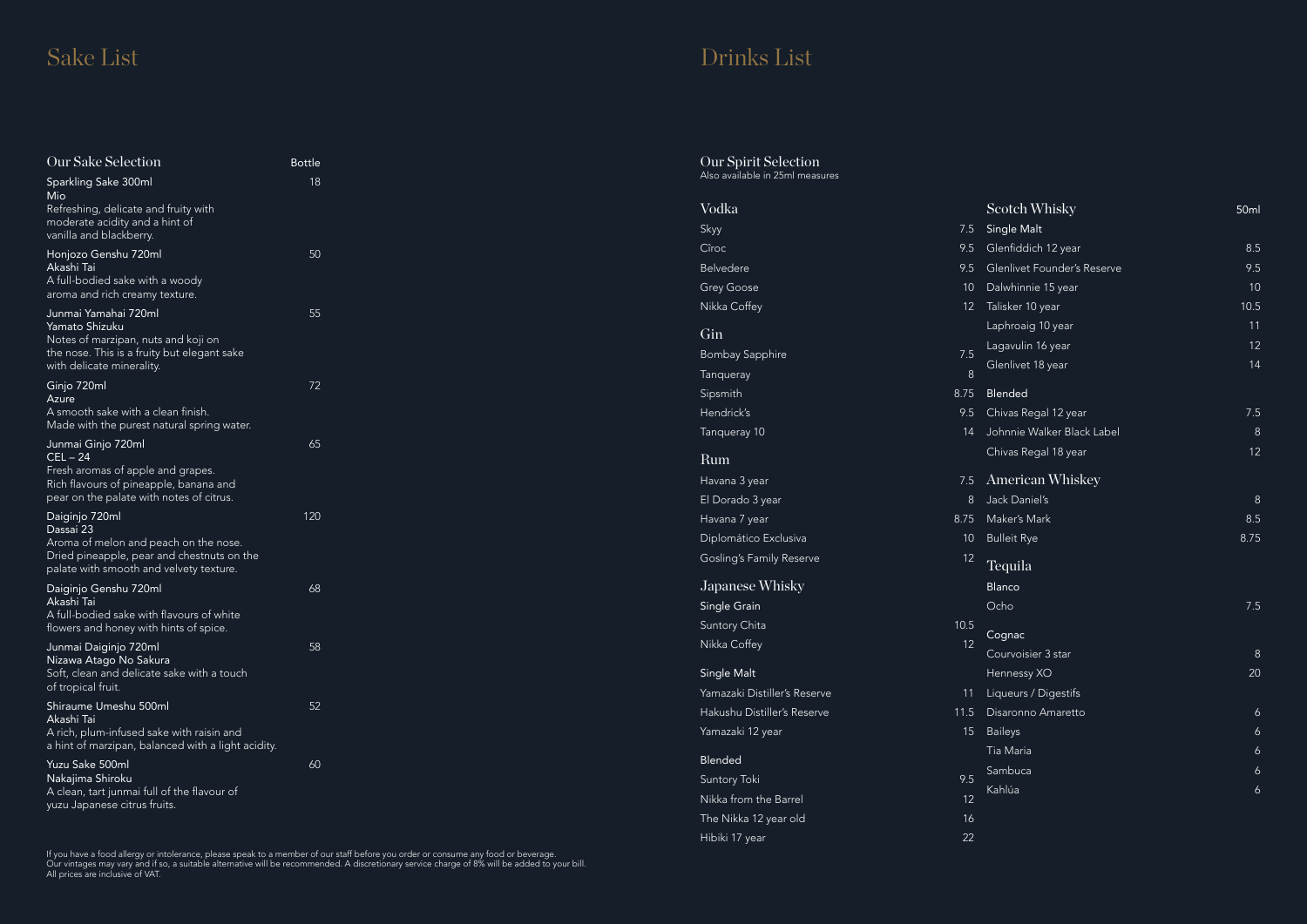# Sake List

## Our Sake Selection

| Sake | Bottle |
|---|---|
| **Sparkling Sake 300ml**<br>Mio<br>Refreshing, delicate and fruity with moderate acidity and a hint of vanilla and blackberry. | 18 |
| **Honjozo Genshu 720ml**<br>Akashi Tai<br>A full-bodied sake with a woody aroma and rich creamy texture. | 50 |
| **Junmai Yamahai 720ml**<br>Yamato Shizuku<br>Notes of marzipan, nuts and koji on the nose. This is a fruity but elegant sake with delicate minerality. | 55 |
| **Ginjo 720ml**<br>Azure<br>A smooth sake with a clean finish. Made with the purest natural spring water. | 72 |
| **Junmai Ginjo 720ml**<br>CEL – 24<br>Fresh aromas of apple and grapes. Rich flavours of pineapple, banana and pear on the palate with notes of citrus. | 65 |
| **Daiginjo 720ml**<br>Dassai 23<br>Aroma of melon and peach on the nose. Dried pineapple, pear and chestnuts on the palate with smooth and velvety texture. | 120 |
| **Daiginjo Genshu 720ml**<br>Akashi Tai<br>A full-bodied sake with flavours of white flowers and honey with hints of spice. | 68 |
| **Junmai Daiginjo 720ml**<br>Nizawa Atago No Sakura<br>Soft, clean and delicate sake with a touch of tropical fruit. | 58 |
| **Shiraume Umeshu 500ml**<br>Akashi Tai<br>A rich, plum-infused sake with raisin and a hint of marzipan, balanced with a light acidity. | 52 |
| **Yuzu Sake 500ml**<br>Nakajima Shiroku<br>A clean, tart junmai full of the flavour of yuzu Japanese citrus fruits. | 60 |

# Drinks List

## Our Spirit Selection

Also available in 25ml measures

### Vodka

| | 50ml |
|---|---|
| Skyy | 7.5 |
| Cîroc | 9.5 |
| Belvedere | 9.5 |
| Grey Goose | 10 |
| Nikka Coffey | 12 |

### Gin

| | 50ml |
|---|---|
| Bombay Sapphire | 7.5 |
| Tanqueray | 8 |
| Sipsmith | 8.75 |
| Hendrick's | 9.5 |
| Tanqueray 10 | 14 |

### Rum

| | 50ml |
|---|---|
| Havana 3 year | 7.5 |
| El Dorado 3 year | 8 |
| Havana 7 year | 8.75 |
| Diplomático Exclusiva | 10 |
| Gosling's Family Reserve | 12 |

### Japanese Whisky

| | 50ml |
|---|---|
| **Single Grain** | |
| Suntory Chita | 10.5 |
| Nikka Coffey | 12 |
| **Single Malt** | |
| Yamazaki Distiller's Reserve | 11 |
| Hakushu Distiller's Reserve | 11.5 |
| Yamazaki 12 year | 15 |
| **Blended** | |
| Suntory Toki | 9.5 |
| Nikka from the Barrel | 12 |
| The Nikka 12 year old | 16 |
| Hibiki 17 year | 22 |

### Scotch Whisky

| | 50ml |
|---|---|
| **Single Malt** | |
| Glenfiddich 12 year | 8.5 |
| Glenlivet Founder's Reserve | 9.5 |
| Dalwhinnie 15 year | 10 |
| Talisker 10 year | 10.5 |
| Laphroaig 10 year | 11 |
| Lagavulin 16 year | 12 |
| Glenlivet 18 year | 14 |
| **Blended** | |
| Chivas Regal 12 year | 7.5 |
| Johnnie Walker Black Label | 8 |
| Chivas Regal 18 year | 12 |

### American Whiskey

| | 50ml |
|---|---|
| Jack Daniel's | 8 |
| Maker's Mark | 8.5 |
| Bulleit Rye | 8.75 |

### Tequila

| | 50ml |
|---|---|
| **Blanco** | |
| Ocho | 7.5 |

### Cognac

| | 50ml |
|---|---|
| Courvoisier 3 star | 8 |
| Hennessy XO | 20 |

### Liqueurs / Digestifs

| | 50ml |
|---|---|
| Disaronno Amaretto | 6 |
| Baileys | 6 |
| Tia Maria | 6 |
| Sambuca | 6 |
| Kahlúa | 6 |

If you have a food allergy or intolerance, please speak to a member of our staff before you order or consume any food or beverage.
Our vintages may vary and if so, a suitable alternative will be recommended. A discretionary service charge of 8% will be added to your bill.
All prices are inclusive of VAT.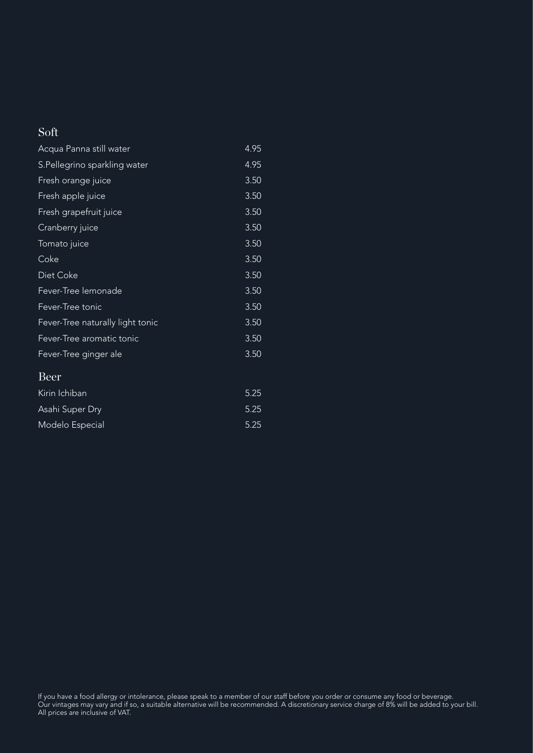## Soft

| | |
|---|---|
| Acqua Panna still water | 4.95 |
| S.Pellegrino sparkling water | 4.95 |
| Fresh orange juice | 3.50 |
| Fresh apple juice | 3.50 |
| Fresh grapefruit juice | 3.50 |
| Cranberry juice | 3.50 |
| Tomato juice | 3.50 |
| Coke | 3.50 |
| Diet Coke | 3.50 |
| Fever-Tree lemonade | 3.50 |
| Fever-Tree tonic | 3.50 |
| Fever-Tree naturally light tonic | 3.50 |
| Fever-Tree aromatic tonic | 3.50 |
| Fever-Tree ginger ale | 3.50 |

## Beer

| | |
|---|---|
| Kirin Ichiban | 5.25 |
| Asahi Super Dry | 5.25 |
| Modelo Especial | 5.25 |

If you have a food allergy or intolerance, please speak to a member of our staff before you order or consume any food or beverage.
Our vintages may vary and if so, a suitable alternative will be recommended. A discretionary service charge of 8% will be added to your bill.
All prices are inclusive of VAT.